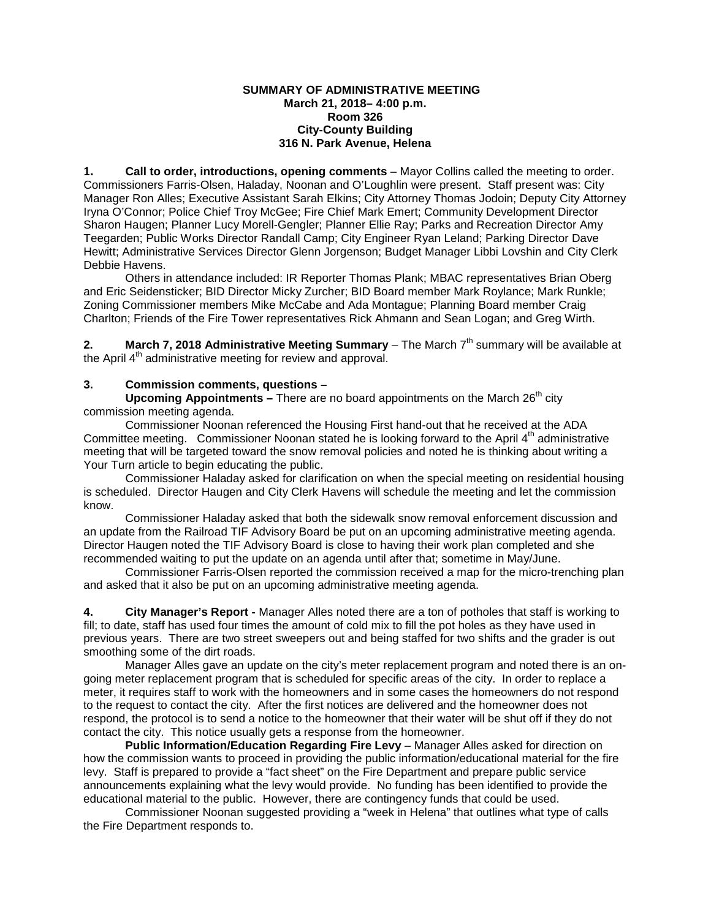**SUMMARY OF ADMINISTRATIVE MEETING**
**March 21, 2018– 4:00 p.m.**
**Room 326**
**City-County Building**
**316 N. Park Avenue, Helena**

**1. Call to order, introductions, opening comments** – Mayor Collins called the meeting to order. Commissioners Farris-Olsen, Haladay, Noonan and O'Loughlin were present. Staff present was: City Manager Ron Alles; Executive Assistant Sarah Elkins; City Attorney Thomas Jodoin; Deputy City Attorney Iryna O'Connor; Police Chief Troy McGee; Fire Chief Mark Emert; Community Development Director Sharon Haugen; Planner Lucy Morell-Gengler; Planner Ellie Ray; Parks and Recreation Director Amy Teegarden; Public Works Director Randall Camp; City Engineer Ryan Leland; Parking Director Dave Hewitt; Administrative Services Director Glenn Jorgenson; Budget Manager Libbi Lovshin and City Clerk Debbie Havens.

Others in attendance included: IR Reporter Thomas Plank; MBAC representatives Brian Oberg and Eric Seidensticker; BID Director Micky Zurcher; BID Board member Mark Roylance; Mark Runkle; Zoning Commissioner members Mike McCabe and Ada Montague; Planning Board member Craig Charlton; Friends of the Fire Tower representatives Rick Ahmann and Sean Logan; and Greg Wirth.

**2. March 7, 2018 Administrative Meeting Summary** – The March 7th summary will be available at the April 4th administrative meeting for review and approval.

**3. Commission comments, questions –**

**Upcoming Appointments –** There are no board appointments on the March 26th city commission meeting agenda.

Commissioner Noonan referenced the Housing First hand-out that he received at the ADA Committee meeting. Commissioner Noonan stated he is looking forward to the April 4th administrative meeting that will be targeted toward the snow removal policies and noted he is thinking about writing a Your Turn article to begin educating the public.

Commissioner Haladay asked for clarification on when the special meeting on residential housing is scheduled. Director Haugen and City Clerk Havens will schedule the meeting and let the commission know.

Commissioner Haladay asked that both the sidewalk snow removal enforcement discussion and an update from the Railroad TIF Advisory Board be put on an upcoming administrative meeting agenda. Director Haugen noted the TIF Advisory Board is close to having their work plan completed and she recommended waiting to put the update on an agenda until after that; sometime in May/June.

Commissioner Farris-Olsen reported the commission received a map for the micro-trenching plan and asked that it also be put on an upcoming administrative meeting agenda.

**4. City Manager's Report -** Manager Alles noted there are a ton of potholes that staff is working to fill; to date, staff has used four times the amount of cold mix to fill the pot holes as they have used in previous years. There are two street sweepers out and being staffed for two shifts and the grader is out smoothing some of the dirt roads.

Manager Alles gave an update on the city's meter replacement program and noted there is an on-going meter replacement program that is scheduled for specific areas of the city. In order to replace a meter, it requires staff to work with the homeowners and in some cases the homeowners do not respond to the request to contact the city. After the first notices are delivered and the homeowner does not respond, the protocol is to send a notice to the homeowner that their water will be shut off if they do not contact the city. This notice usually gets a response from the homeowner.

**Public Information/Education Regarding Fire Levy** – Manager Alles asked for direction on how the commission wants to proceed in providing the public information/educational material for the fire levy. Staff is prepared to provide a "fact sheet" on the Fire Department and prepare public service announcements explaining what the levy would provide. No funding has been identified to provide the educational material to the public. However, there are contingency funds that could be used.

Commissioner Noonan suggested providing a "week in Helena" that outlines what type of calls the Fire Department responds to.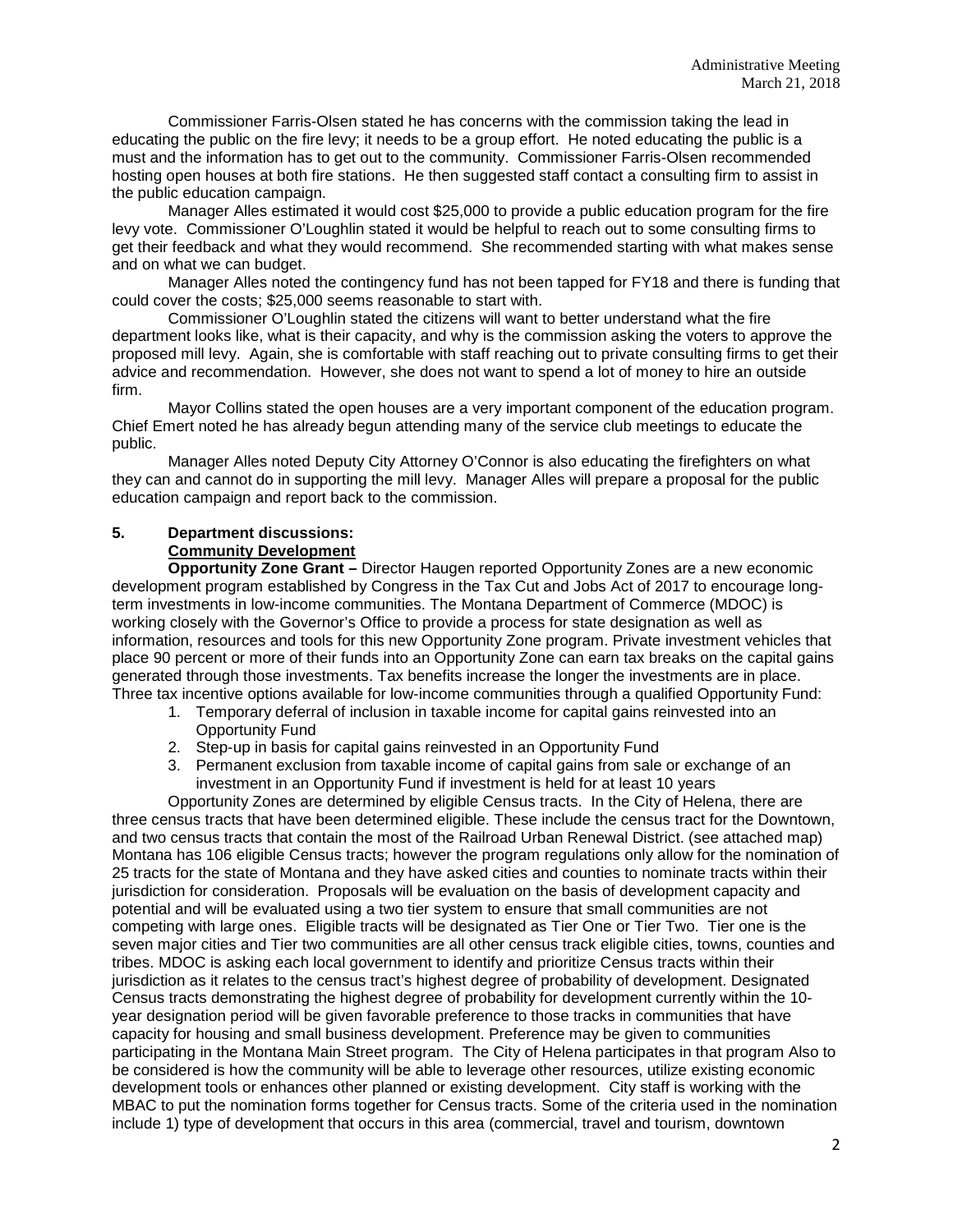Commissioner Farris-Olsen stated he has concerns with the commission taking the lead in educating the public on the fire levy; it needs to be a group effort. He noted educating the public is a must and the information has to get out to the community. Commissioner Farris-Olsen recommended hosting open houses at both fire stations. He then suggested staff contact a consulting firm to assist in the public education campaign.

Manager Alles estimated it would cost $25,000 to provide a public education program for the fire levy vote. Commissioner O'Loughlin stated it would be helpful to reach out to some consulting firms to get their feedback and what they would recommend. She recommended starting with what makes sense and on what we can budget.

Manager Alles noted the contingency fund has not been tapped for FY18 and there is funding that could cover the costs; $25,000 seems reasonable to start with.

Commissioner O'Loughlin stated the citizens will want to better understand what the fire department looks like, what is their capacity, and why is the commission asking the voters to approve the proposed mill levy. Again, she is comfortable with staff reaching out to private consulting firms to get their advice and recommendation. However, she does not want to spend a lot of money to hire an outside firm.

Mayor Collins stated the open houses are a very important component of the education program. Chief Emert noted he has already begun attending many of the service club meetings to educate the public.

Manager Alles noted Deputy City Attorney O'Connor is also educating the firefighters on what they can and cannot do in supporting the mill levy. Manager Alles will prepare a proposal for the public education campaign and report back to the commission.

**5. Department discussions:**

**Community Development**

**Opportunity Zone Grant –** Director Haugen reported Opportunity Zones are a new economic development program established by Congress in the Tax Cut and Jobs Act of 2017 to encourage long-term investments in low-income communities. The Montana Department of Commerce (MDOC) is working closely with the Governor's Office to provide a process for state designation as well as information, resources and tools for this new Opportunity Zone program. Private investment vehicles that place 90 percent or more of their funds into an Opportunity Zone can earn tax breaks on the capital gains generated through those investments. Tax benefits increase the longer the investments are in place. Three tax incentive options available for low-income communities through a qualified Opportunity Fund:

1. Temporary deferral of inclusion in taxable income for capital gains reinvested into an Opportunity Fund
2. Step-up in basis for capital gains reinvested in an Opportunity Fund
3. Permanent exclusion from taxable income of capital gains from sale or exchange of an investment in an Opportunity Fund if investment is held for at least 10 years

Opportunity Zones are determined by eligible Census tracts. In the City of Helena, there are three census tracts that have been determined eligible. These include the census tract for the Downtown, and two census tracts that contain the most of the Railroad Urban Renewal District. (see attached map) Montana has 106 eligible Census tracts; however the program regulations only allow for the nomination of 25 tracts for the state of Montana and they have asked cities and counties to nominate tracts within their jurisdiction for consideration. Proposals will be evaluation on the basis of development capacity and potential and will be evaluated using a two tier system to ensure that small communities are not competing with large ones. Eligible tracts will be designated as Tier One or Tier Two. Tier one is the seven major cities and Tier two communities are all other census track eligible cities, towns, counties and tribes. MDOC is asking each local government to identify and prioritize Census tracts within their jurisdiction as it relates to the census tract's highest degree of probability of development. Designated Census tracts demonstrating the highest degree of probability for development currently within the 10-year designation period will be given favorable preference to those tracks in communities that have capacity for housing and small business development. Preference may be given to communities participating in the Montana Main Street program. The City of Helena participates in that program Also to be considered is how the community will be able to leverage other resources, utilize existing economic development tools or enhances other planned or existing development. City staff is working with the MBAC to put the nomination forms together for Census tracts. Some of the criteria used in the nomination include 1) type of development that occurs in this area (commercial, travel and tourism, downtown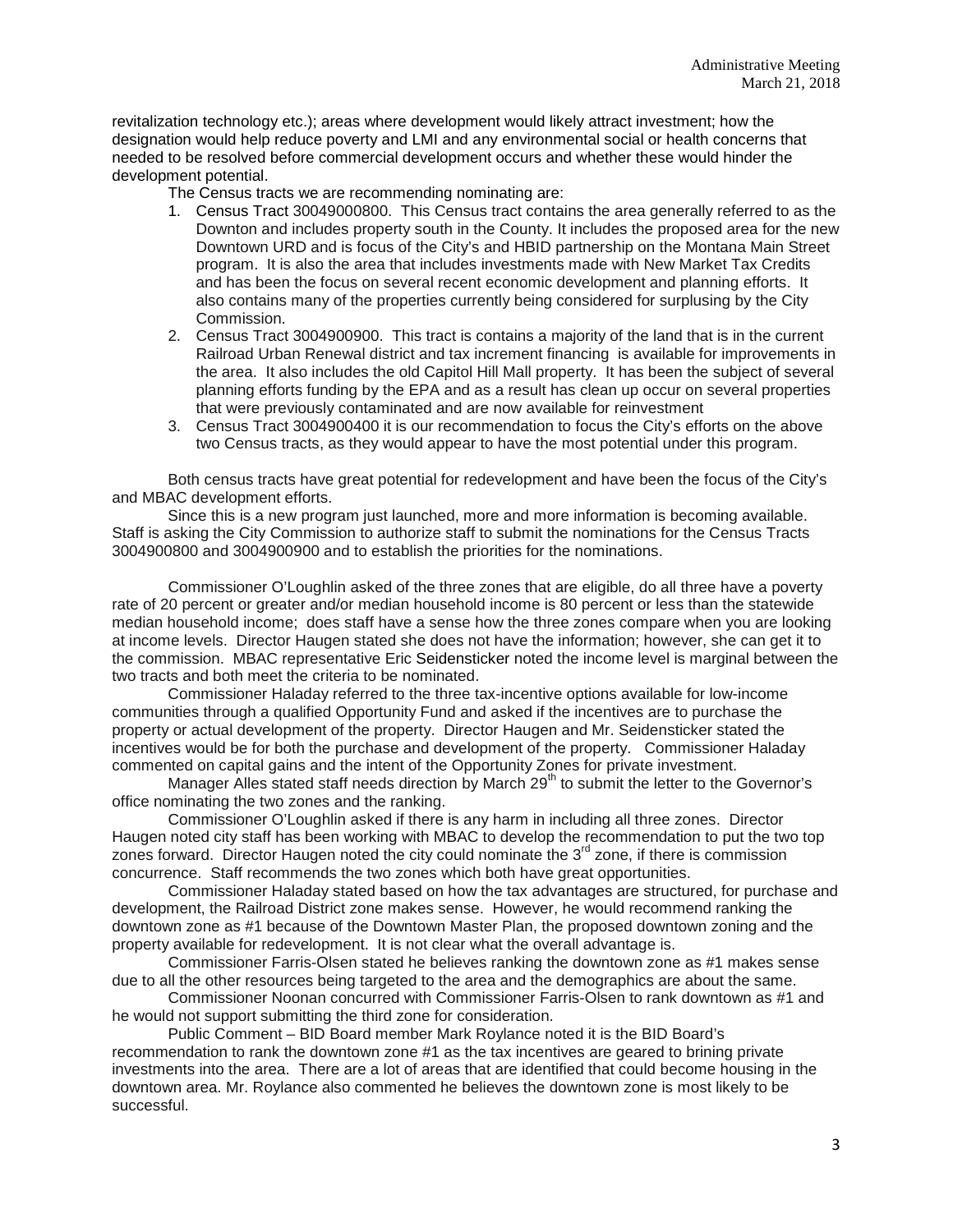revitalization technology etc.); areas where development would likely attract investment; how the designation would help reduce poverty and LMI and any environmental social or health concerns that needed to be resolved before commercial development occurs and whether these would hinder the development potential.

The Census tracts we are recommending nominating are:

1. Census Tract 30049000800. This Census tract contains the area generally referred to as the Downton and includes property south in the County. It includes the proposed area for the new Downtown URD and is focus of the City's and HBID partnership on the Montana Main Street program. It is also the area that includes investments made with New Market Tax Credits and has been the focus on several recent economic development and planning efforts. It also contains many of the properties currently being considered for surplusing by the City Commission.
2. Census Tract 3004900900. This tract is contains a majority of the land that is in the current Railroad Urban Renewal district and tax increment financing is available for improvements in the area. It also includes the old Capitol Hill Mall property. It has been the subject of several planning efforts funding by the EPA and as a result has clean up occur on several properties that were previously contaminated and are now available for reinvestment
3. Census Tract 3004900400 it is our recommendation to focus the City's efforts on the above two Census tracts, as they would appear to have the most potential under this program.

Both census tracts have great potential for redevelopment and have been the focus of the City's and MBAC development efforts.

Since this is a new program just launched, more and more information is becoming available. Staff is asking the City Commission to authorize staff to submit the nominations for the Census Tracts 3004900800 and 3004900900 and to establish the priorities for the nominations.

Commissioner O'Loughlin asked of the three zones that are eligible, do all three have a poverty rate of 20 percent or greater and/or median household income is 80 percent or less than the statewide median household income; does staff have a sense how the three zones compare when you are looking at income levels. Director Haugen stated she does not have the information; however, she can get it to the commission. MBAC representative Eric Seidensticker noted the income level is marginal between the two tracts and both meet the criteria to be nominated.

Commissioner Haladay referred to the three tax-incentive options available for low-income communities through a qualified Opportunity Fund and asked if the incentives are to purchase the property or actual development of the property. Director Haugen and Mr. Seidensticker stated the incentives would be for both the purchase and development of the property. Commissioner Haladay commented on capital gains and the intent of the Opportunity Zones for private investment.

Manager Alles stated staff needs direction by March 29th to submit the letter to the Governor's office nominating the two zones and the ranking.

Commissioner O'Loughlin asked if there is any harm in including all three zones. Director Haugen noted city staff has been working with MBAC to develop the recommendation to put the two top zones forward. Director Haugen noted the city could nominate the 3rd zone, if there is commission concurrence. Staff recommends the two zones which both have great opportunities.

Commissioner Haladay stated based on how the tax advantages are structured, for purchase and development, the Railroad District zone makes sense. However, he would recommend ranking the downtown zone as #1 because of the Downtown Master Plan, the proposed downtown zoning and the property available for redevelopment. It is not clear what the overall advantage is.

Commissioner Farris-Olsen stated he believes ranking the downtown zone as #1 makes sense due to all the other resources being targeted to the area and the demographics are about the same.

Commissioner Noonan concurred with Commissioner Farris-Olsen to rank downtown as #1 and he would not support submitting the third zone for consideration.

Public Comment – BID Board member Mark Roylance noted it is the BID Board's recommendation to rank the downtown zone #1 as the tax incentives are geared to brining private investments into the area. There are a lot of areas that are identified that could become housing in the downtown area. Mr. Roylance also commented he believes the downtown zone is most likely to be successful.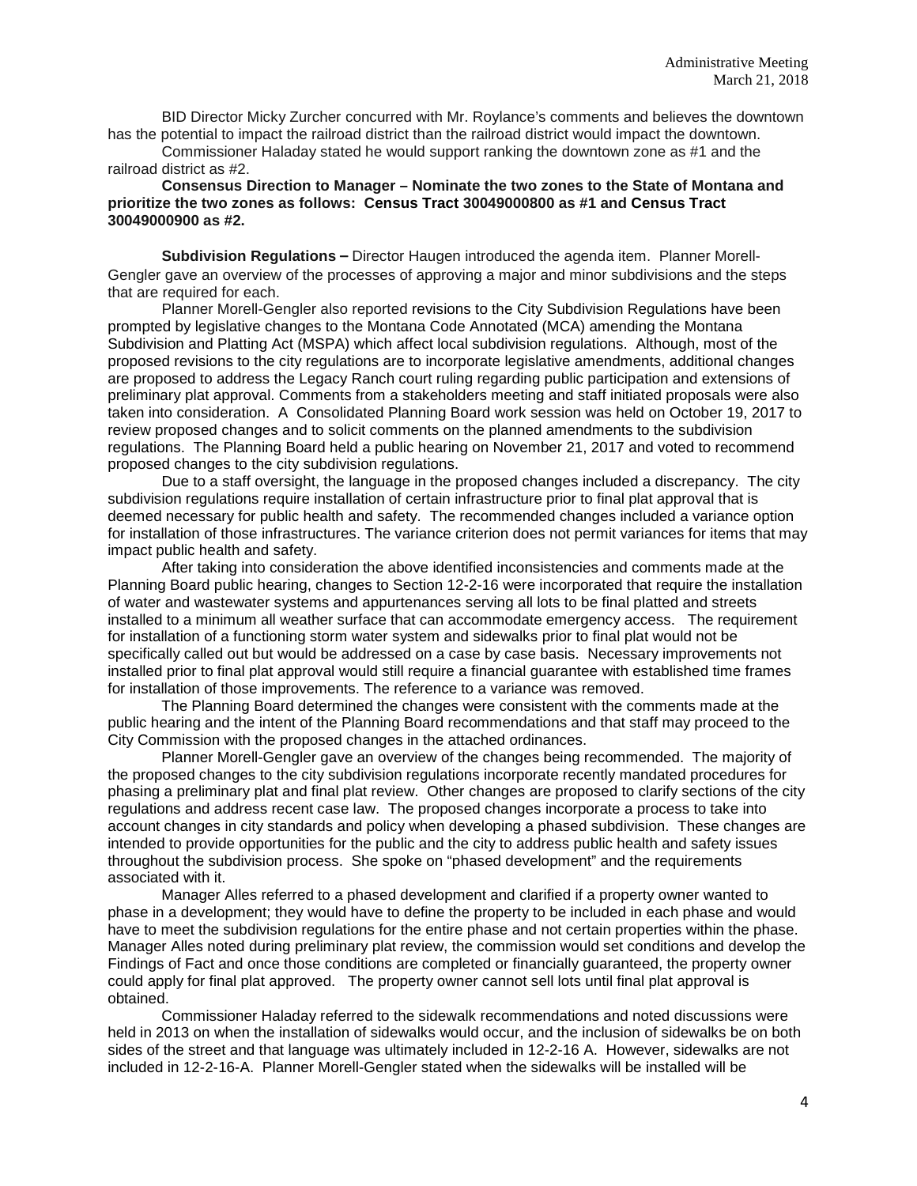BID Director Micky Zurcher concurred with Mr. Roylance's comments and believes the downtown has the potential to impact the railroad district than the railroad district would impact the downtown.

Commissioner Haladay stated he would support ranking the downtown zone as #1 and the railroad district as #2.

**Consensus Direction to Manager – Nominate the two zones to the State of Montana and prioritize the two zones as follows: Census Tract 30049000800 as #1 and Census Tract 30049000900 as #2.**

**Subdivision Regulations –** Director Haugen introduced the agenda item. Planner Morell-Gengler gave an overview of the processes of approving a major and minor subdivisions and the steps that are required for each.

Planner Morell-Gengler also reported revisions to the City Subdivision Regulations have been prompted by legislative changes to the Montana Code Annotated (MCA) amending the Montana Subdivision and Platting Act (MSPA) which affect local subdivision regulations. Although, most of the proposed revisions to the city regulations are to incorporate legislative amendments, additional changes are proposed to address the Legacy Ranch court ruling regarding public participation and extensions of preliminary plat approval. Comments from a stakeholders meeting and staff initiated proposals were also taken into consideration. A Consolidated Planning Board work session was held on October 19, 2017 to review proposed changes and to solicit comments on the planned amendments to the subdivision regulations. The Planning Board held a public hearing on November 21, 2017 and voted to recommend proposed changes to the city subdivision regulations.

Due to a staff oversight, the language in the proposed changes included a discrepancy. The city subdivision regulations require installation of certain infrastructure prior to final plat approval that is deemed necessary for public health and safety. The recommended changes included a variance option for installation of those infrastructures. The variance criterion does not permit variances for items that may impact public health and safety.

After taking into consideration the above identified inconsistencies and comments made at the Planning Board public hearing, changes to Section 12-2-16 were incorporated that require the installation of water and wastewater systems and appurtenances serving all lots to be final platted and streets installed to a minimum all weather surface that can accommodate emergency access. The requirement for installation of a functioning storm water system and sidewalks prior to final plat would not be specifically called out but would be addressed on a case by case basis. Necessary improvements not installed prior to final plat approval would still require a financial guarantee with established time frames for installation of those improvements. The reference to a variance was removed.

The Planning Board determined the changes were consistent with the comments made at the public hearing and the intent of the Planning Board recommendations and that staff may proceed to the City Commission with the proposed changes in the attached ordinances.

Planner Morell-Gengler gave an overview of the changes being recommended. The majority of the proposed changes to the city subdivision regulations incorporate recently mandated procedures for phasing a preliminary plat and final plat review. Other changes are proposed to clarify sections of the city regulations and address recent case law. The proposed changes incorporate a process to take into account changes in city standards and policy when developing a phased subdivision. These changes are intended to provide opportunities for the public and the city to address public health and safety issues throughout the subdivision process. She spoke on "phased development" and the requirements associated with it.

Manager Alles referred to a phased development and clarified if a property owner wanted to phase in a development; they would have to define the property to be included in each phase and would have to meet the subdivision regulations for the entire phase and not certain properties within the phase. Manager Alles noted during preliminary plat review, the commission would set conditions and develop the Findings of Fact and once those conditions are completed or financially guaranteed, the property owner could apply for final plat approved. The property owner cannot sell lots until final plat approval is obtained.

Commissioner Haladay referred to the sidewalk recommendations and noted discussions were held in 2013 on when the installation of sidewalks would occur, and the inclusion of sidewalks be on both sides of the street and that language was ultimately included in 12-2-16 A. However, sidewalks are not included in 12-2-16-A. Planner Morell-Gengler stated when the sidewalks will be installed will be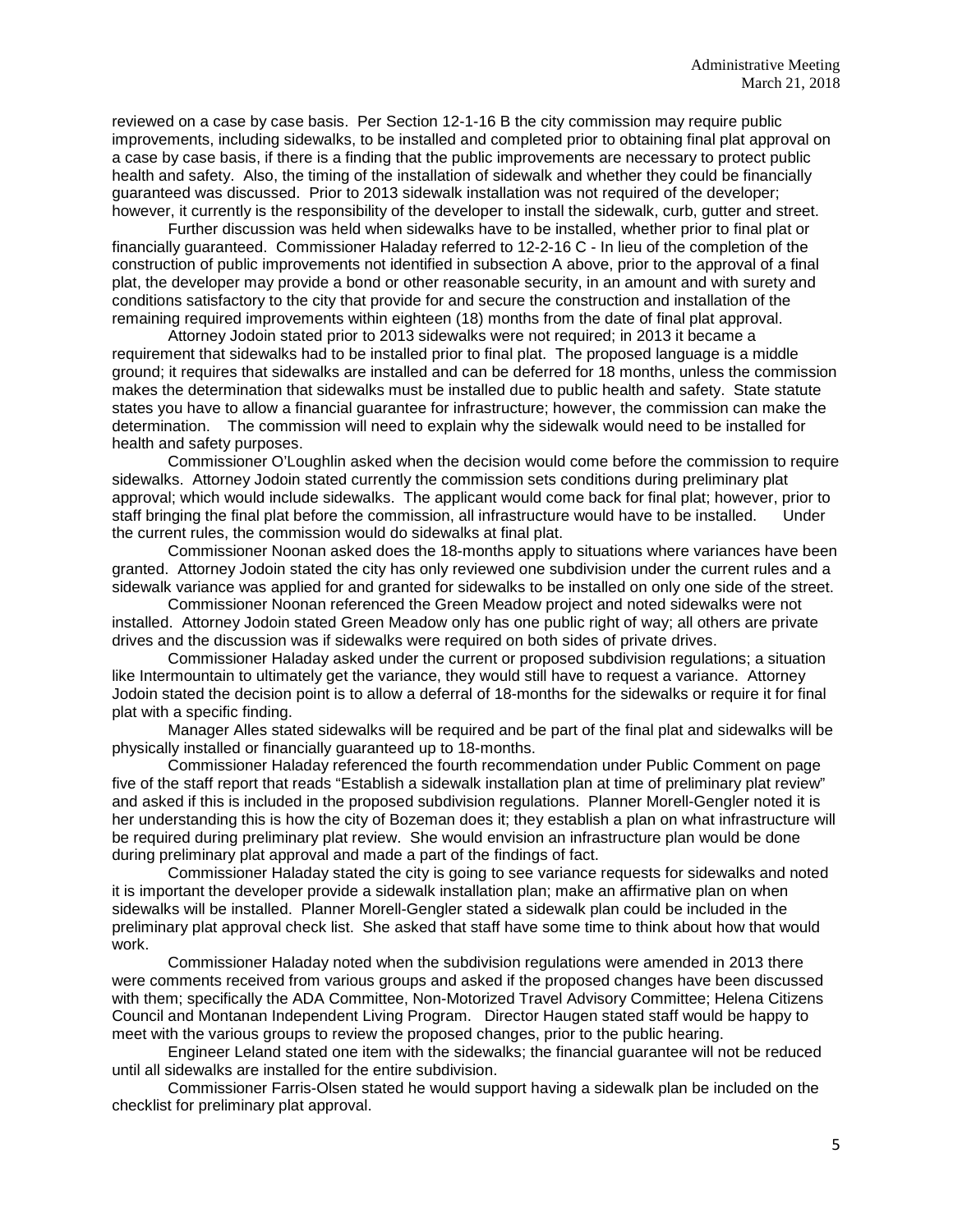reviewed on a case by case basis. Per Section 12-1-16 B the city commission may require public improvements, including sidewalks, to be installed and completed prior to obtaining final plat approval on a case by case basis, if there is a finding that the public improvements are necessary to protect public health and safety. Also, the timing of the installation of sidewalk and whether they could be financially guaranteed was discussed. Prior to 2013 sidewalk installation was not required of the developer; however, it currently is the responsibility of the developer to install the sidewalk, curb, gutter and street.

Further discussion was held when sidewalks have to be installed, whether prior to final plat or financially guaranteed. Commissioner Haladay referred to 12-2-16 C - In lieu of the completion of the construction of public improvements not identified in subsection A above, prior to the approval of a final plat, the developer may provide a bond or other reasonable security, in an amount and with surety and conditions satisfactory to the city that provide for and secure the construction and installation of the remaining required improvements within eighteen (18) months from the date of final plat approval.

Attorney Jodoin stated prior to 2013 sidewalks were not required; in 2013 it became a requirement that sidewalks had to be installed prior to final plat. The proposed language is a middle ground; it requires that sidewalks are installed and can be deferred for 18 months, unless the commission makes the determination that sidewalks must be installed due to public health and safety. State statute states you have to allow a financial guarantee for infrastructure; however, the commission can make the determination. The commission will need to explain why the sidewalk would need to be installed for health and safety purposes.

Commissioner O'Loughlin asked when the decision would come before the commission to require sidewalks. Attorney Jodoin stated currently the commission sets conditions during preliminary plat approval; which would include sidewalks. The applicant would come back for final plat; however, prior to staff bringing the final plat before the commission, all infrastructure would have to be installed. Under the current rules, the commission would do sidewalks at final plat.

Commissioner Noonan asked does the 18-months apply to situations where variances have been granted. Attorney Jodoin stated the city has only reviewed one subdivision under the current rules and a sidewalk variance was applied for and granted for sidewalks to be installed on only one side of the street.

Commissioner Noonan referenced the Green Meadow project and noted sidewalks were not installed. Attorney Jodoin stated Green Meadow only has one public right of way; all others are private drives and the discussion was if sidewalks were required on both sides of private drives.

Commissioner Haladay asked under the current or proposed subdivision regulations; a situation like Intermountain to ultimately get the variance, they would still have to request a variance. Attorney Jodoin stated the decision point is to allow a deferral of 18-months for the sidewalks or require it for final plat with a specific finding.

Manager Alles stated sidewalks will be required and be part of the final plat and sidewalks will be physically installed or financially guaranteed up to 18-months.

Commissioner Haladay referenced the fourth recommendation under Public Comment on page five of the staff report that reads "Establish a sidewalk installation plan at time of preliminary plat review" and asked if this is included in the proposed subdivision regulations. Planner Morell-Gengler noted it is her understanding this is how the city of Bozeman does it; they establish a plan on what infrastructure will be required during preliminary plat review. She would envision an infrastructure plan would be done during preliminary plat approval and made a part of the findings of fact.

Commissioner Haladay stated the city is going to see variance requests for sidewalks and noted it is important the developer provide a sidewalk installation plan; make an affirmative plan on when sidewalks will be installed. Planner Morell-Gengler stated a sidewalk plan could be included in the preliminary plat approval check list. She asked that staff have some time to think about how that would work.

Commissioner Haladay noted when the subdivision regulations were amended in 2013 there were comments received from various groups and asked if the proposed changes have been discussed with them; specifically the ADA Committee, Non-Motorized Travel Advisory Committee; Helena Citizens Council and Montanan Independent Living Program. Director Haugen stated staff would be happy to meet with the various groups to review the proposed changes, prior to the public hearing.

Engineer Leland stated one item with the sidewalks; the financial guarantee will not be reduced until all sidewalks are installed for the entire subdivision.

Commissioner Farris-Olsen stated he would support having a sidewalk plan be included on the checklist for preliminary plat approval.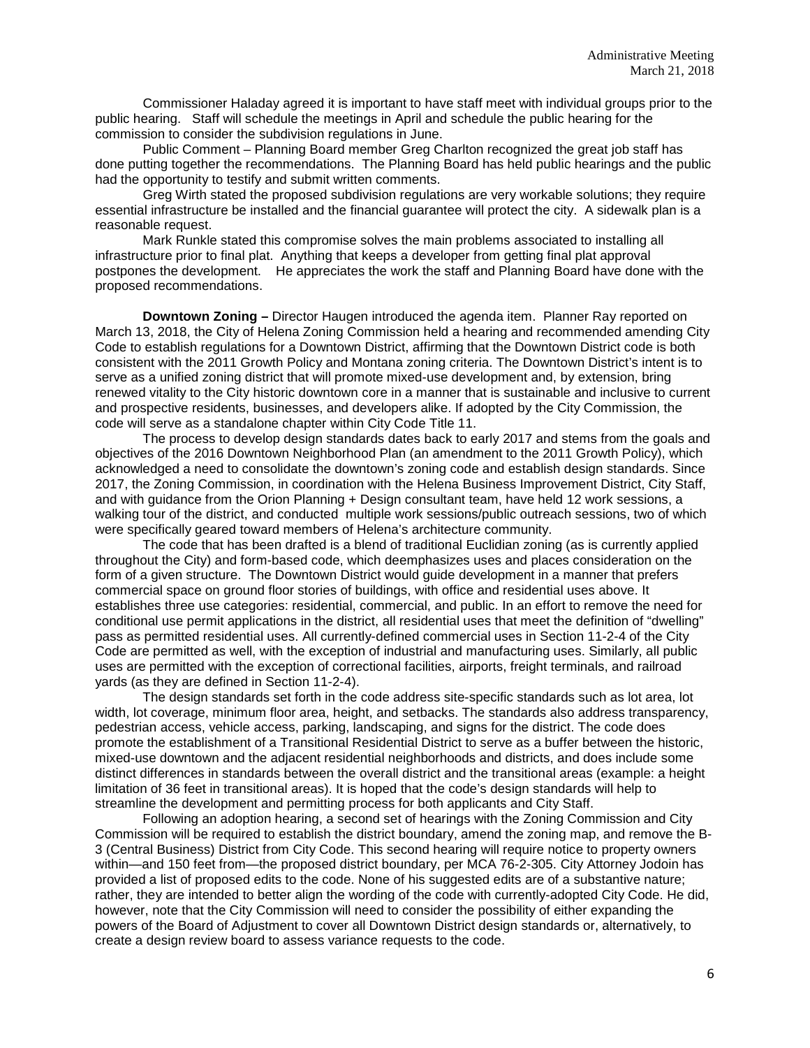Commissioner Haladay agreed it is important to have staff meet with individual groups prior to the public hearing. Staff will schedule the meetings in April and schedule the public hearing for the commission to consider the subdivision regulations in June.

Public Comment – Planning Board member Greg Charlton recognized the great job staff has done putting together the recommendations. The Planning Board has held public hearings and the public had the opportunity to testify and submit written comments.

Greg Wirth stated the proposed subdivision regulations are very workable solutions; they require essential infrastructure be installed and the financial guarantee will protect the city. A sidewalk plan is a reasonable request.

Mark Runkle stated this compromise solves the main problems associated to installing all infrastructure prior to final plat. Anything that keeps a developer from getting final plat approval postpones the development. He appreciates the work the staff and Planning Board have done with the proposed recommendations.

**Downtown Zoning –** Director Haugen introduced the agenda item. Planner Ray reported on March 13, 2018, the City of Helena Zoning Commission held a hearing and recommended amending City Code to establish regulations for a Downtown District, affirming that the Downtown District code is both consistent with the 2011 Growth Policy and Montana zoning criteria. The Downtown District's intent is to serve as a unified zoning district that will promote mixed-use development and, by extension, bring renewed vitality to the City historic downtown core in a manner that is sustainable and inclusive to current and prospective residents, businesses, and developers alike. If adopted by the City Commission, the code will serve as a standalone chapter within City Code Title 11.

The process to develop design standards dates back to early 2017 and stems from the goals and objectives of the 2016 Downtown Neighborhood Plan (an amendment to the 2011 Growth Policy), which acknowledged a need to consolidate the downtown's zoning code and establish design standards. Since 2017, the Zoning Commission, in coordination with the Helena Business Improvement District, City Staff, and with guidance from the Orion Planning + Design consultant team, have held 12 work sessions, a walking tour of the district, and conducted multiple work sessions/public outreach sessions, two of which were specifically geared toward members of Helena's architecture community.

The code that has been drafted is a blend of traditional Euclidian zoning (as is currently applied throughout the City) and form-based code, which deemphasizes uses and places consideration on the form of a given structure. The Downtown District would guide development in a manner that prefers commercial space on ground floor stories of buildings, with office and residential uses above. It establishes three use categories: residential, commercial, and public. In an effort to remove the need for conditional use permit applications in the district, all residential uses that meet the definition of "dwelling" pass as permitted residential uses. All currently-defined commercial uses in Section 11-2-4 of the City Code are permitted as well, with the exception of industrial and manufacturing uses. Similarly, all public uses are permitted with the exception of correctional facilities, airports, freight terminals, and railroad yards (as they are defined in Section 11-2-4).

The design standards set forth in the code address site-specific standards such as lot area, lot width, lot coverage, minimum floor area, height, and setbacks. The standards also address transparency, pedestrian access, vehicle access, parking, landscaping, and signs for the district. The code does promote the establishment of a Transitional Residential District to serve as a buffer between the historic, mixed-use downtown and the adjacent residential neighborhoods and districts, and does include some distinct differences in standards between the overall district and the transitional areas (example: a height limitation of 36 feet in transitional areas). It is hoped that the code's design standards will help to streamline the development and permitting process for both applicants and City Staff.

Following an adoption hearing, a second set of hearings with the Zoning Commission and City Commission will be required to establish the district boundary, amend the zoning map, and remove the B-3 (Central Business) District from City Code. This second hearing will require notice to property owners within—and 150 feet from—the proposed district boundary, per MCA 76-2-305. City Attorney Jodoin has provided a list of proposed edits to the code. None of his suggested edits are of a substantive nature; rather, they are intended to better align the wording of the code with currently-adopted City Code. He did, however, note that the City Commission will need to consider the possibility of either expanding the powers of the Board of Adjustment to cover all Downtown District design standards or, alternatively, to create a design review board to assess variance requests to the code.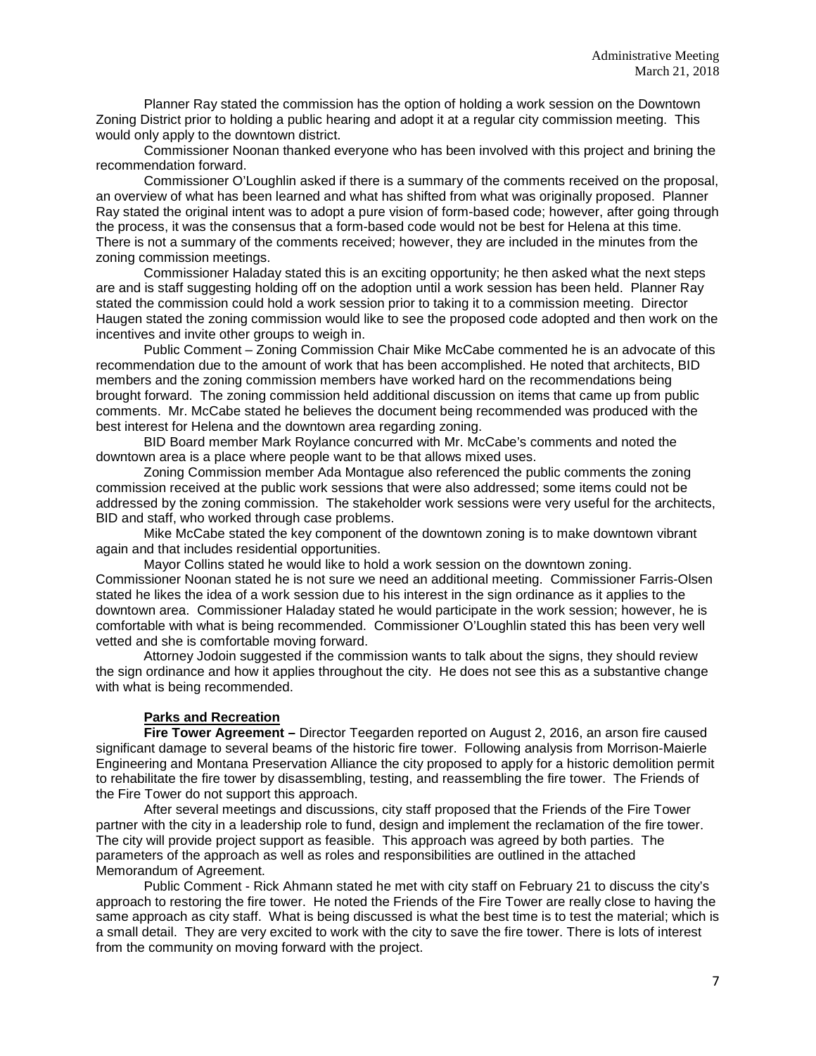Planner Ray stated the commission has the option of holding a work session on the Downtown Zoning District prior to holding a public hearing and adopt it at a regular city commission meeting. This would only apply to the downtown district.

Commissioner Noonan thanked everyone who has been involved with this project and brining the recommendation forward.

Commissioner O'Loughlin asked if there is a summary of the comments received on the proposal, an overview of what has been learned and what has shifted from what was originally proposed. Planner Ray stated the original intent was to adopt a pure vision of form-based code; however, after going through the process, it was the consensus that a form-based code would not be best for Helena at this time. There is not a summary of the comments received; however, they are included in the minutes from the zoning commission meetings.

Commissioner Haladay stated this is an exciting opportunity; he then asked what the next steps are and is staff suggesting holding off on the adoption until a work session has been held. Planner Ray stated the commission could hold a work session prior to taking it to a commission meeting. Director Haugen stated the zoning commission would like to see the proposed code adopted and then work on the incentives and invite other groups to weigh in.

Public Comment – Zoning Commission Chair Mike McCabe commented he is an advocate of this recommendation due to the amount of work that has been accomplished. He noted that architects, BID members and the zoning commission members have worked hard on the recommendations being brought forward. The zoning commission held additional discussion on items that came up from public comments. Mr. McCabe stated he believes the document being recommended was produced with the best interest for Helena and the downtown area regarding zoning.

BID Board member Mark Roylance concurred with Mr. McCabe's comments and noted the downtown area is a place where people want to be that allows mixed uses.

Zoning Commission member Ada Montague also referenced the public comments the zoning commission received at the public work sessions that were also addressed; some items could not be addressed by the zoning commission. The stakeholder work sessions were very useful for the architects, BID and staff, who worked through case problems.

Mike McCabe stated the key component of the downtown zoning is to make downtown vibrant again and that includes residential opportunities.

Mayor Collins stated he would like to hold a work session on the downtown zoning. Commissioner Noonan stated he is not sure we need an additional meeting. Commissioner Farris-Olsen stated he likes the idea of a work session due to his interest in the sign ordinance as it applies to the downtown area. Commissioner Haladay stated he would participate in the work session; however, he is comfortable with what is being recommended. Commissioner O'Loughlin stated this has been very well vetted and she is comfortable moving forward.

Attorney Jodoin suggested if the commission wants to talk about the signs, they should review the sign ordinance and how it applies throughout the city. He does not see this as a substantive change with what is being recommended.

**Parks and Recreation**

**Fire Tower Agreement –** Director Teegarden reported on August 2, 2016, an arson fire caused significant damage to several beams of the historic fire tower. Following analysis from Morrison-Maierle Engineering and Montana Preservation Alliance the city proposed to apply for a historic demolition permit to rehabilitate the fire tower by disassembling, testing, and reassembling the fire tower. The Friends of the Fire Tower do not support this approach.

After several meetings and discussions, city staff proposed that the Friends of the Fire Tower partner with the city in a leadership role to fund, design and implement the reclamation of the fire tower. The city will provide project support as feasible. This approach was agreed by both parties. The parameters of the approach as well as roles and responsibilities are outlined in the attached Memorandum of Agreement.

Public Comment - Rick Ahmann stated he met with city staff on February 21 to discuss the city's approach to restoring the fire tower. He noted the Friends of the Fire Tower are really close to having the same approach as city staff. What is being discussed is what the best time is to test the material; which is a small detail. They are very excited to work with the city to save the fire tower. There is lots of interest from the community on moving forward with the project.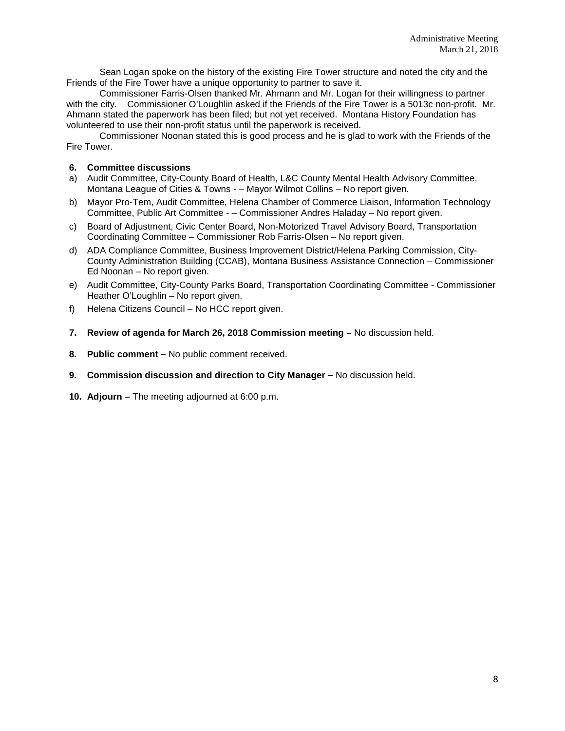Sean Logan spoke on the history of the existing Fire Tower structure and noted the city and the Friends of the Fire Tower have a unique opportunity to partner to save it.

Commissioner Farris-Olsen thanked Mr. Ahmann and Mr. Logan for their willingness to partner with the city. Commissioner O'Loughlin asked if the Friends of the Fire Tower is a 5013c non-profit. Mr. Ahmann stated the paperwork has been filed; but not yet received. Montana History Foundation has volunteered to use their non-profit status until the paperwork is received.

Commissioner Noonan stated this is good process and he is glad to work with the Friends of the Fire Tower.

**6. Committee discussions**

a) Audit Committee, City-County Board of Health, L&C County Mental Health Advisory Committee, Montana League of Cities & Towns - – Mayor Wilmot Collins – No report given.

b) Mayor Pro-Tem, Audit Committee, Helena Chamber of Commerce Liaison, Information Technology Committee, Public Art Committee - – Commissioner Andres Haladay – No report given.

c) Board of Adjustment, Civic Center Board, Non-Motorized Travel Advisory Board, Transportation Coordinating Committee – Commissioner Rob Farris-Olsen – No report given.

d) ADA Compliance Committee, Business Improvement District/Helena Parking Commission, City-County Administration Building (CCAB), Montana Business Assistance Connection – Commissioner Ed Noonan – No report given.

e) Audit Committee, City-County Parks Board, Transportation Coordinating Committee - Commissioner Heather O'Loughlin – No report given.

f) Helena Citizens Council – No HCC report given.

**7. Review of agenda for March 26, 2018 Commission meeting –** No discussion held.

**8. Public comment –** No public comment received.

**9. Commission discussion and direction to City Manager –** No discussion held.

**10. Adjourn –** The meeting adjourned at 6:00 p.m.